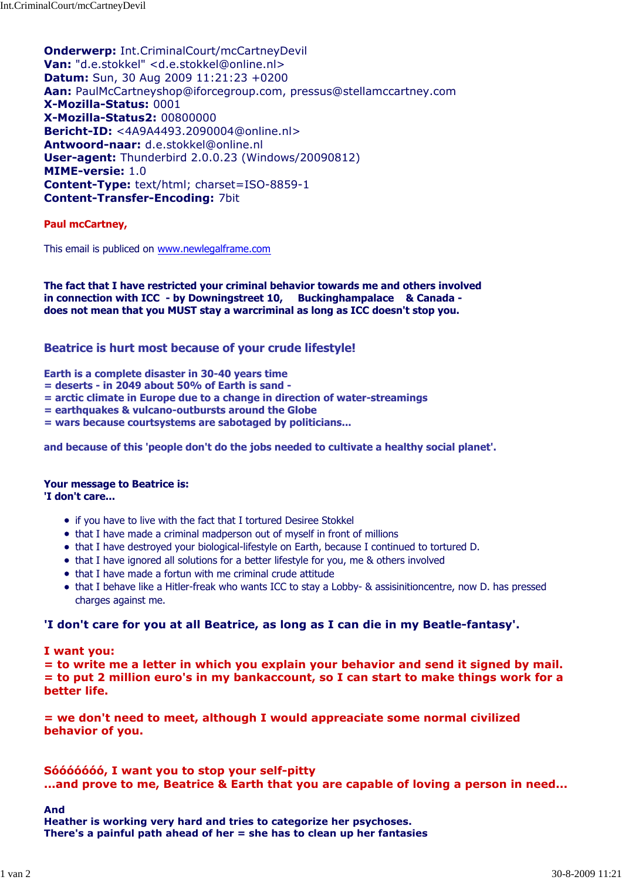**Onderwerp:** Int.CriminalCourt/mcCartneyDevil
**Van:** "d.e.stokkel" <d.e.stokkel@online.nl>
**Datum:** Sun, 30 Aug 2009 11:21:23 +0200
**Aan:** PaulMcCartneyshop@iforcegroup.com, pressus@stellamccartney.com
**X-Mozilla-Status:** 0001
**X-Mozilla-Status2:** 00800000
**Bericht-ID:** <4A9A4493.2090004@online.nl>
**Antwoord-naar:** d.e.stokkel@online.nl
**User-agent:** Thunderbird 2.0.0.23 (Windows/20090812)
**MIME-versie:** 1.0
**Content-Type:** text/html; charset=ISO-8859-1
**Content-Transfer-Encoding:** 7bit

**Paul mcCartney,**

This email is publiced on www.newlegalframe.com

**The fact that I have restricted your criminal behavior towards me and others involved in connection with ICC - by Downingstreet 10, Buckinghampalace & Canada - does not mean that you MUST stay a warcriminal as long as ICC doesn't stop you.**

**Beatrice is hurt most because of your crude lifestyle!**

**Earth is a complete disaster in 30-40 years time**
**= deserts - in 2049 about 50% of Earth is sand -**
**= arctic climate in Europe due to a change in direction of water-streamings**
**= earthquakes & vulcano-outbursts around the Globe**
**= wars because courtsystems are sabotaged by politicians...**

**and because of this 'people don't do the jobs needed to cultivate a healthy social planet'.**

**Your message to Beatrice is:**
**'I don't care...**

- if you have to live with the fact that I tortured Desiree Stokkel
- that I have made a criminal madperson out of myself in front of millions
- that I have destroyed your biological-lifestyle on Earth, because I continued to tortured D.
- that I have ignored all solutions for a better lifestyle for you, me & others involved
- that I have made a fortun with me criminal crude attitude
- that I behave like a Hitler-freak who wants ICC to stay a Lobby- & assisinitioncentre, now D. has pressed charges against me.

**'I don't care for you at all Beatrice, as long as I can die in my Beatle-fantasy'.**

**I want you:**
**= to write me a letter in which you explain your behavior and send it signed by mail.**
**= to put 2 million euro's in my bankaccount, so I can start to make things work for a better life.**

**= we don't need to meet, although I would appreaciate some normal civilized behavior of you.**

**Sóóóóóóó, I want you to stop your self-pitty**
**...and prove to me, Beatrice & Earth that you are capable of loving a person in need...**

**And**
**Heather is working very hard and tries to categorize her psychoses.**
**There's a painful path ahead of her = she has to clean up her fantasies**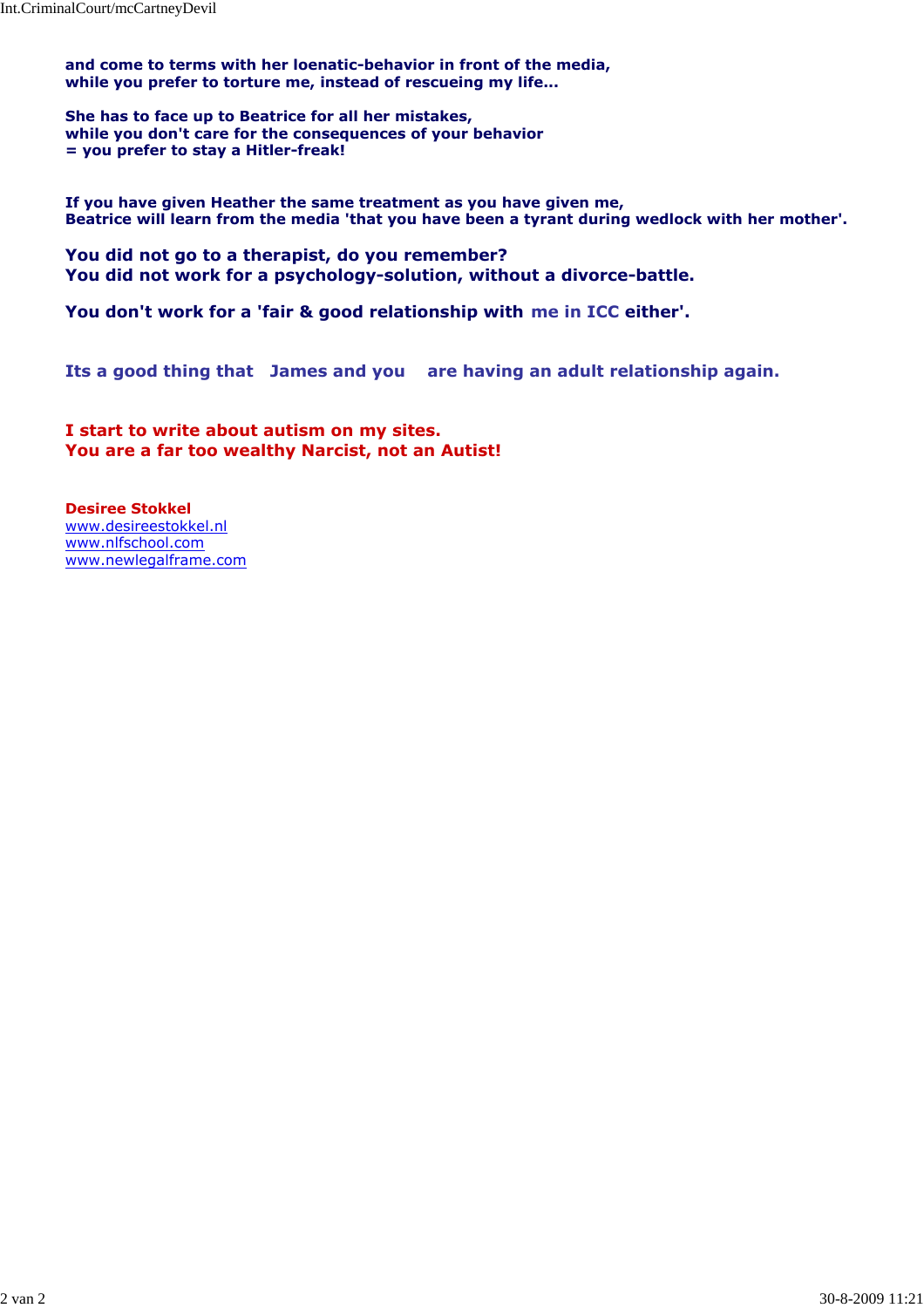**and come to terms with her loenatic-behavior in front of the media,**
**while you prefer to torture me, instead of rescueing my life...**

**She has to face up to Beatrice for all her mistakes,**
**while you don't care for the consequences of your behavior**
**= you prefer to stay a Hitler-freak!**

**If you have given Heather the same treatment as you have given me,**
**Beatrice will learn from the media 'that you have been a tyrant during wedlock with her mother'.**

**You did not go to a therapist, do you remember?**
**You did not work for a psychology-solution, without a divorce-battle.**

**You don't work for a 'fair & good relationship with me in ICC either'.**

**Its a good thing that James and you are having an adult relationship again.**

**I start to write about autism on my sites.**
**You are a far too wealthy Narcist, not an Autist!**

**Desiree Stokkel**
www.desireestokkel.nl
www.nlfschool.com
www.newlegalframe.com